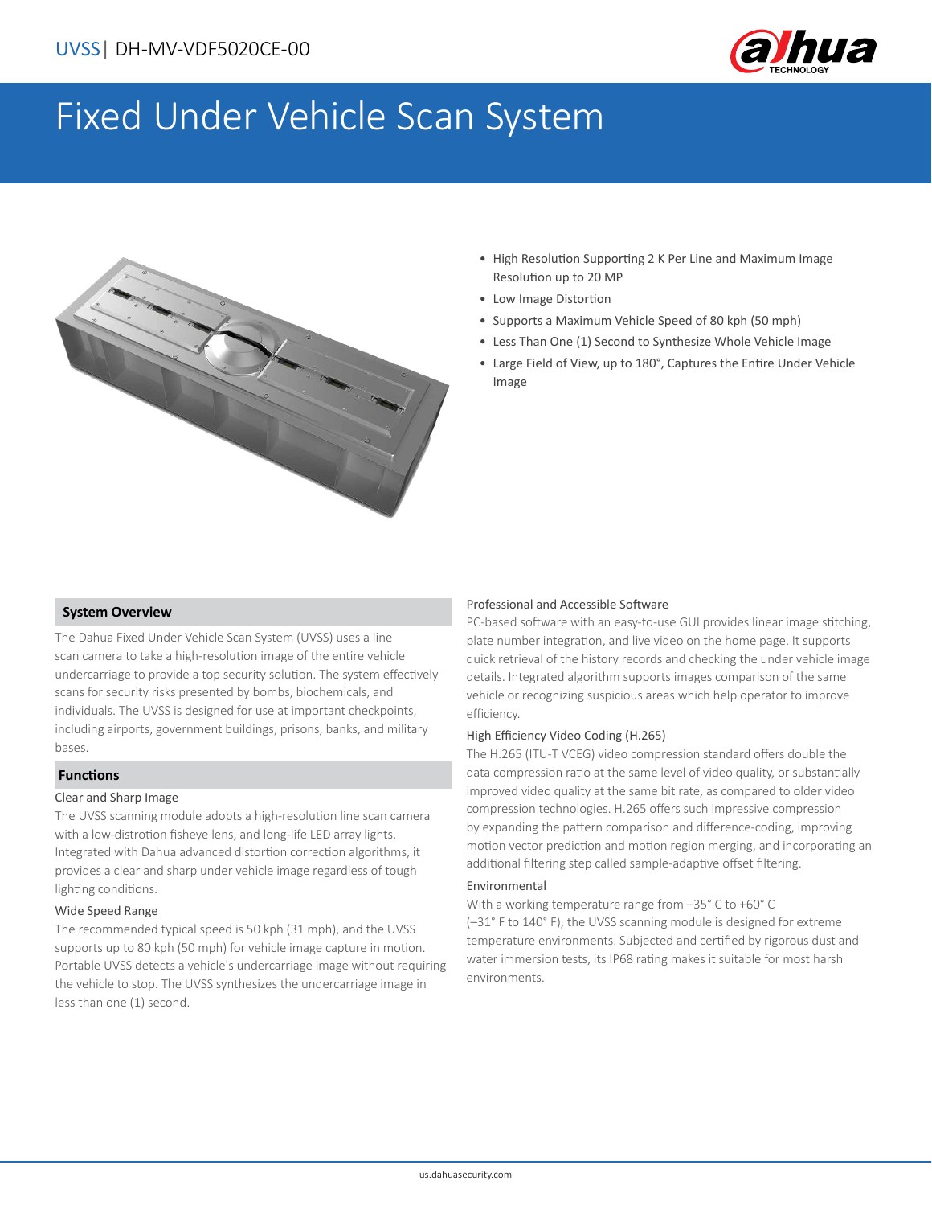UVSS | DH-MV-VDF5020CE-00

# Fixed Under Vehicle Scan System

- High Resolution Supporting 2 K Per Line and Maximum Image Resolution up to 20 MP
- Low Image Distortion
- Supports a Maximum Vehicle Speed of 80 kph (50 mph)
- Less Than One (1) Second to Synthesize Whole Vehicle Image
- Large Field of View, up to 180°, Captures the Entire Under Vehicle Image

## System Overview

The Dahua Fixed Under Vehicle Scan System (UVSS) uses a line scan camera to take a high-resolution image of the entire vehicle undercarriage to provide a top security solution. The system effectively scans for security risks presented by bombs, biochemicals, and individuals. The UVSS is designed for use at important checkpoints, including airports, government buildings, prisons, banks, and military bases.

## Functions

### Clear and Sharp Image

The UVSS scanning module adopts a high-resolution line scan camera with a low-distrotion fisheye lens, and long-life LED array lights. Integrated with Dahua advanced distortion correction algorithms, it provides a clear and sharp under vehicle image regardless of tough lighting conditions.

### Wide Speed Range

The recommended typical speed is 50 kph (31 mph), and the UVSS supports up to 80 kph (50 mph) for vehicle image capture in motion. Portable UVSS detects a vehicle's undercarriage image without requiring the vehicle to stop. The UVSS synthesizes the undercarriage image in less than one (1) second.

### Professional and Accessible Software

PC-based software with an easy-to-use GUI provides linear image stitching, plate number integration, and live video on the home page. It supports quick retrieval of the history records and checking the under vehicle image details. Integrated algorithm supports images comparison of the same vehicle or recognizing suspicious areas which help operator to improve efficiency.

### High Efficiency Video Coding (H.265)

The H.265 (ITU-T VCEG) video compression standard offers double the data compression ratio at the same level of video quality, or substantially improved video quality at the same bit rate, as compared to older video compression technologies. H.265 offers such impressive compression by expanding the pattern comparison and difference-coding, improving motion vector prediction and motion region merging, and incorporating an additional filtering step called sample-adaptive offset filtering.

### Environmental

With a working temperature range from –35° C to +60° C (–31° F to 140° F), the UVSS scanning module is designed for extreme temperature environments. Subjected and certified by rigorous dust and water immersion tests, its IP68 rating makes it suitable for most harsh environments.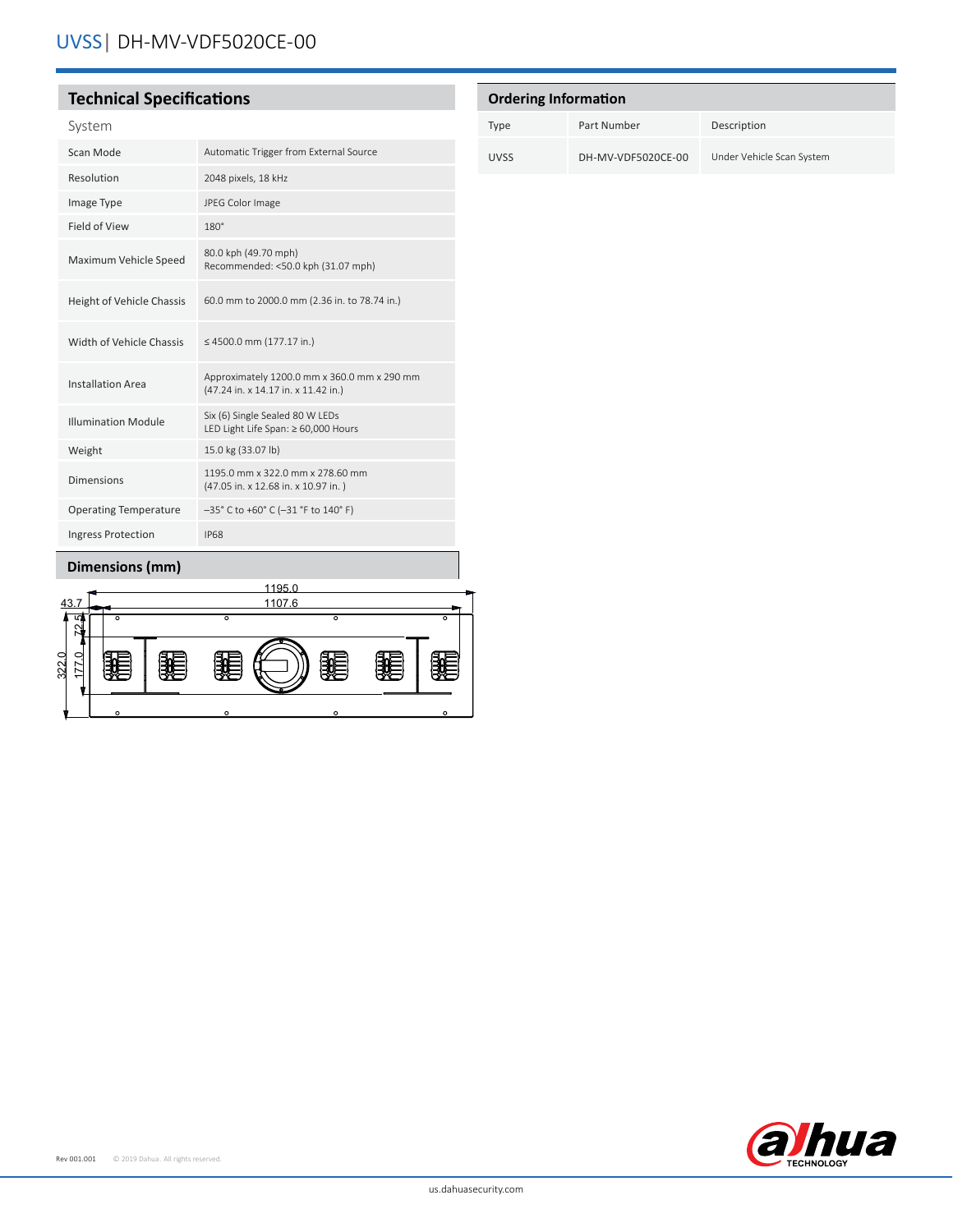## Technical Specifications

### System

| | |
|---|---|
| Scan Mode | Automatic Trigger from External Source |
| Resolution | 2048 pixels, 18 kHz |
| Image Type | JPEG Color Image |
| Field of View | 180° |
| Maximum Vehicle Speed | 80.0 kph (49.70 mph)<br>Recommended: <50.0 kph (31.07 mph) |
| Height of Vehicle Chassis | 60.0 mm to 2000.0 mm (2.36 in. to 78.74 in.) |
| Width of Vehicle Chassis | ≤ 4500.0 mm (177.17 in.) |
| Installation Area | Approximately 1200.0 mm x 360.0 mm x 290 mm<br>(47.24 in. x 14.17 in. x 11.42 in.) |
| Illumination Module | Six (6) Single Sealed 80 W LEDs<br>LED Light Life Span: ≥ 60,000 Hours |
| Weight | 15.0 kg (33.07 lb) |
| Dimensions | 1195.0 mm x 322.0 mm x 278.60 mm<br>(47.05 in. x 12.68 in. x 10.97 in. ) |
| Operating Temperature | –35° C to +60° C (–31 °F to 140° F) |
| Ingress Protection | IP68 |

## Dimensions (mm)

1195.0
1107.6
43.7
72.5
322.0
177.0

## Ordering Information

| Type | Part Number | Description |
|---|---|---|
| UVSS | DH-MV-VDF5020CE-00 | Under Vehicle Scan System |

Rev 001.001 © 2019 Dahua . All rights reserved.

us.dahuasecurity.com